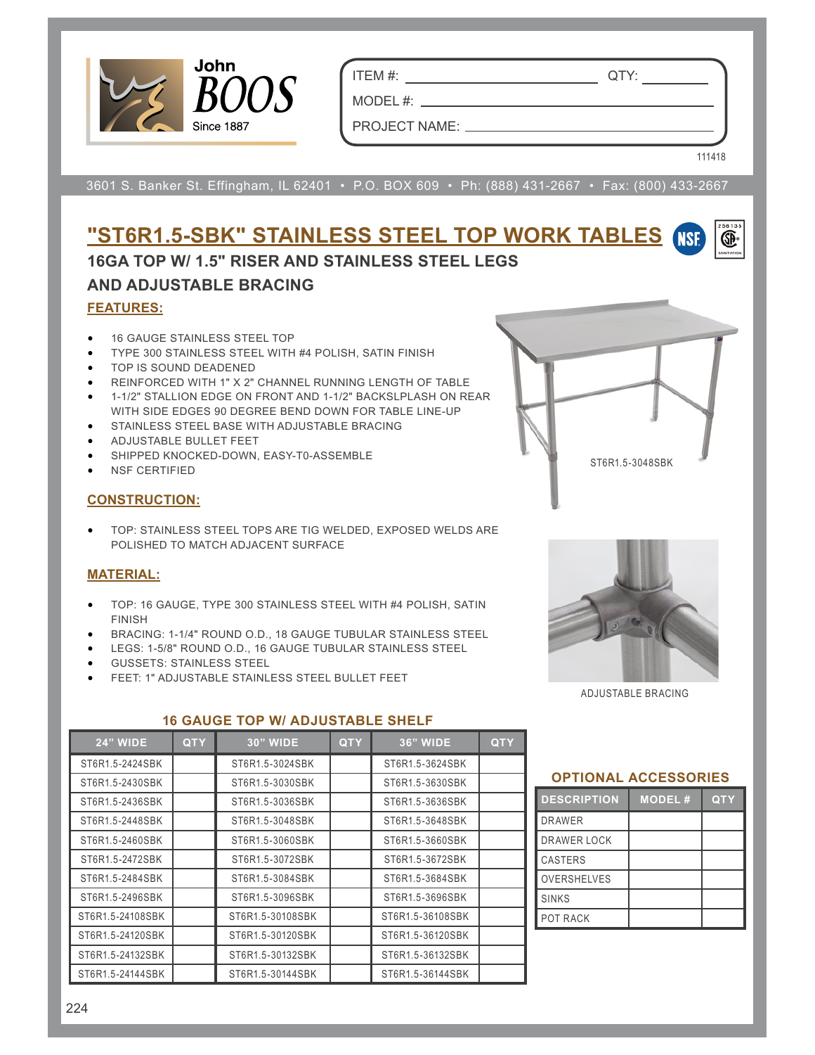John BOOS Since 1887

| ITEM #: | QTY: |
|---|---|
| MODEL #: | |
| PROJECT NAME: | |

111418

3601 S. Banker St. Effingham, IL 62401 • P.O. BOX 609 • Ph: (888) 431-2667 • Fax: (800) 433-2667

# "ST6R1.5-SBK" STAINLESS STEEL TOP WORK TABLES

## 16GA TOP W/ 1.5" RISER AND STAINLESS STEEL LEGS AND ADJUSTABLE BRACING

### FEATURES:

- 16 GAUGE STAINLESS STEEL TOP
- TYPE 300 STAINLESS STEEL WITH #4 POLISH, SATIN FINISH
- TOP IS SOUND DEADENED
- REINFORCED WITH 1" X 2" CHANNEL RUNNING LENGTH OF TABLE
- 1-1/2" STALLION EDGE ON FRONT AND 1-1/2" BACKSLPLASH ON REAR WITH SIDE EDGES 90 DEGREE BEND DOWN FOR TABLE LINE-UP
- STAINLESS STEEL BASE WITH ADJUSTABLE BRACING
- ADJUSTABLE BULLET FEET
- SHIPPED KNOCKED-DOWN, EASY-T0-ASSEMBLE
- NSF CERTIFIED

ST6R1.5-3048SBK

### CONSTRUCTION:

- TOP: STAINLESS STEEL TOPS ARE TIG WELDED, EXPOSED WELDS ARE POLISHED TO MATCH ADJACENT SURFACE

### MATERIAL:

- TOP: 16 GAUGE, TYPE 300 STAINLESS STEEL WITH #4 POLISH, SATIN FINISH
- BRACING: 1-1/4" ROUND O.D., 18 GAUGE TUBULAR STAINLESS STEEL
- LEGS: 1-5/8" ROUND O.D., 16 GAUGE TUBULAR STAINLESS STEEL
- GUSSETS: STAINLESS STEEL
- FEET: 1" ADJUSTABLE STAINLESS STEEL BULLET FEET

ADJUSTABLE BRACING

### 16 GAUGE TOP W/ ADJUSTABLE SHELF

| 24" WIDE | QTY | 30" WIDE | QTY | 36" WIDE | QTY |
|---|---|---|---|---|---|
| ST6R1.5-2424SBK | | ST6R1.5-3024SBK | | ST6R1.5-3624SBK | |
| ST6R1.5-2430SBK | | ST6R1.5-3030SBK | | ST6R1.5-3630SBK | |
| ST6R1.5-2436SBK | | ST6R1.5-3036SBK | | ST6R1.5-3636SBK | |
| ST6R1.5-2448SBK | | ST6R1.5-3048SBK | | ST6R1.5-3648SBK | |
| ST6R1.5-2460SBK | | ST6R1.5-3060SBK | | ST6R1.5-3660SBK | |
| ST6R1.5-2472SBK | | ST6R1.5-3072SBK | | ST6R1.5-3672SBK | |
| ST6R1.5-2484SBK | | ST6R1.5-3084SBK | | ST6R1.5-3684SBK | |
| ST6R1.5-2496SBK | | ST6R1.5-3096SBK | | ST6R1.5-3696SBK | |
| ST6R1.5-24108SBK | | ST6R1.5-30108SBK | | ST6R1.5-36108SBK | |
| ST6R1.5-24120SBK | | ST6R1.5-30120SBK | | ST6R1.5-36120SBK | |
| ST6R1.5-24132SBK | | ST6R1.5-30132SBK | | ST6R1.5-36132SBK | |
| ST6R1.5-24144SBK | | ST6R1.5-30144SBK | | ST6R1.5-36144SBK | |

### OPTIONAL ACCESSORIES

| DESCRIPTION | MODEL # | QTY |
|---|---|---|
| DRAWER | | |
| DRAWER LOCK | | |
| CASTERS | | |
| OVERSHELVES | | |
| SINKS | | |
| POT RACK | | |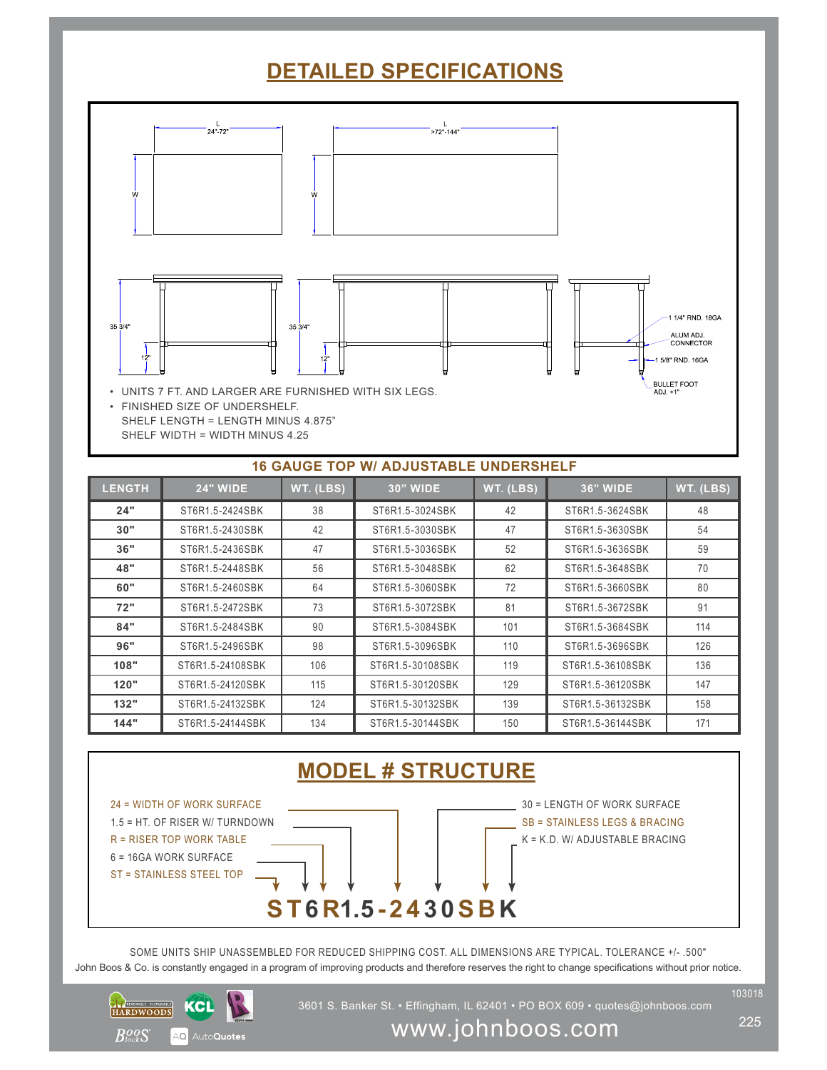# DETAILED SPECIFICATIONS

L
24"-72"

L
>72"-144"

W

35 3/4"

12"

1 1/4" RND. 18GA

ALUM ADJ. CONNECTOR

1 5/8" RND. 16GA

BULLET FOOT ADJ. +1"

- UNITS 7 FT. AND LARGER ARE FURNISHED WITH SIX LEGS.
- FINISHED SIZE OF UNDERSHELF.
  SHELF LENGTH = LENGTH MINUS 4.875"
  SHELF WIDTH = WIDTH MINUS 4.25

## 16 GAUGE TOP W/ ADJUSTABLE UNDERSHELF

| LENGTH | 24" WIDE | WT. (LBS) | 30" WIDE | WT. (LBS) | 36" WIDE | WT. (LBS) |
|---|---|---|---|---|---|---|
| 24" | ST6R1.5-2424SBK | 38 | ST6R1.5-3024SBK | 42 | ST6R1.5-3624SBK | 48 |
| 30" | ST6R1.5-2430SBK | 42 | ST6R1.5-3030SBK | 47 | ST6R1.5-3630SBK | 54 |
| 36" | ST6R1.5-2436SBK | 47 | ST6R1.5-3036SBK | 52 | ST6R1.5-3636SBK | 59 |
| 48" | ST6R1.5-2448SBK | 56 | ST6R1.5-3048SBK | 62 | ST6R1.5-3648SBK | 70 |
| 60" | ST6R1.5-2460SBK | 64 | ST6R1.5-3060SBK | 72 | ST6R1.5-3660SBK | 80 |
| 72" | ST6R1.5-2472SBK | 73 | ST6R1.5-3072SBK | 81 | ST6R1.5-3672SBK | 91 |
| 84" | ST6R1.5-2484SBK | 90 | ST6R1.5-3084SBK | 101 | ST6R1.5-3684SBK | 114 |
| 96" | ST6R1.5-2496SBK | 98 | ST6R1.5-3096SBK | 110 | ST6R1.5-3696SBK | 126 |
| 108" | ST6R1.5-24108SBK | 106 | ST6R1.5-30108SBK | 119 | ST6R1.5-36108SBK | 136 |
| 120" | ST6R1.5-24120SBK | 115 | ST6R1.5-30120SBK | 129 | ST6R1.5-36120SBK | 147 |
| 132" | ST6R1.5-24132SBK | 124 | ST6R1.5-30132SBK | 139 | ST6R1.5-36132SBK | 158 |
| 144" | ST6R1.5-24144SBK | 134 | ST6R1.5-30144SBK | 150 | ST6R1.5-36144SBK | 171 |

## MODEL # STRUCTURE

24 = WIDTH OF WORK SURFACE
1.5 = HT. OF RISER W/ TURNDOWN
R = RISER TOP WORK TABLE
6 = 16GA WORK SURFACE
ST = STAINLESS STEEL TOP

30 = LENGTH OF WORK SURFACE
SB = STAINLESS LEGS & BRACING
K = K.D. W/ ADJUSTABLE BRACING

**ST6R1.5-2430SBK**

SOME UNITS SHIP UNASSEMBLED FOR REDUCED SHIPPING COST. ALL DIMENSIONS ARE TYPICAL. TOLERANCE +/- .500"

John Boos & Co. is constantly engaged in a program of improving products and therefore reserves the right to change specifications without prior notice.

3601 S. Banker St. • Effingham, IL 62401 • PO BOX 609 • quotes@johnboos.com

www.johnboos.com

103018